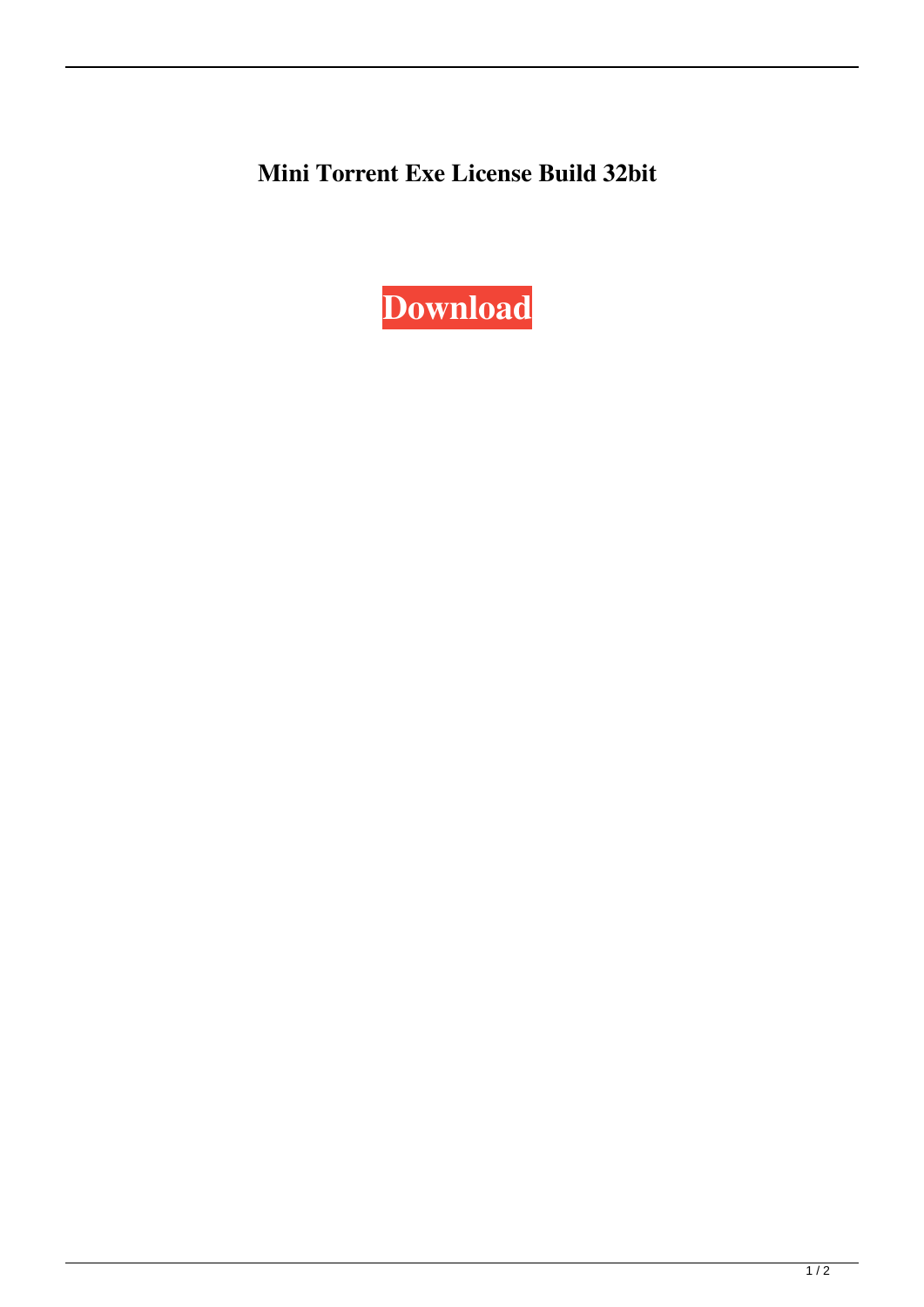**Mini Torrent Exe License Build 32bit**

**Download**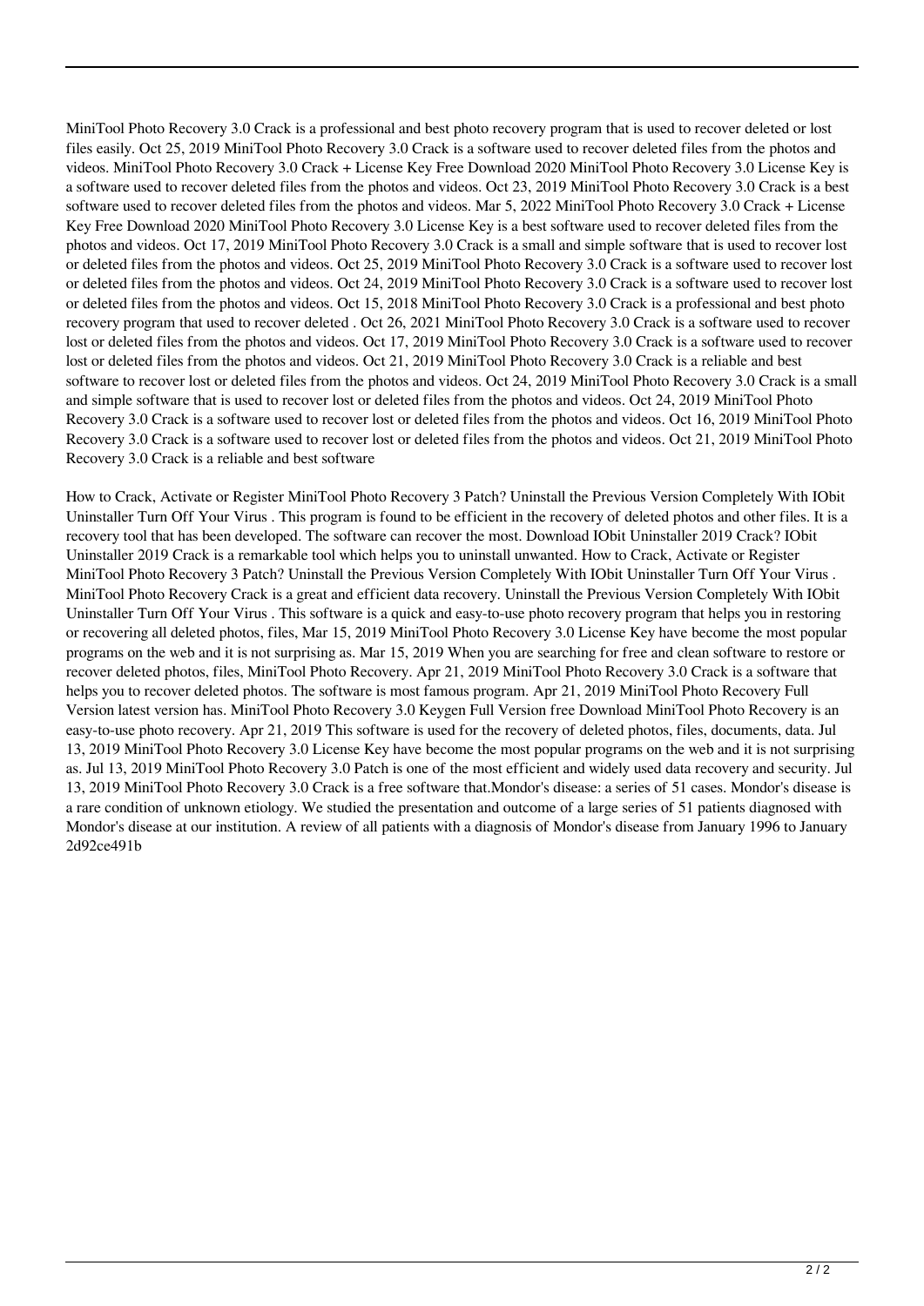MiniTool Photo Recovery 3.0 Crack is a professional and best photo recovery program that is used to recover deleted or lost files easily. Oct 25, 2019 MiniTool Photo Recovery 3.0 Crack is a software used to recover deleted files from the photos and videos. MiniTool Photo Recovery 3.0 Crack + License Key Free Download 2020 MiniTool Photo Recovery 3.0 License Key is a software used to recover deleted files from the photos and videos. Oct 23, 2019 MiniTool Photo Recovery 3.0 Crack is a best software used to recover deleted files from the photos and videos. Mar 5, 2022 MiniTool Photo Recovery 3.0 Crack + License Key Free Download 2020 MiniTool Photo Recovery 3.0 License Key is a best software used to recover deleted files from the photos and videos. Oct 17, 2019 MiniTool Photo Recovery 3.0 Crack is a small and simple software that is used to recover lost or deleted files from the photos and videos. Oct 25, 2019 MiniTool Photo Recovery 3.0 Crack is a software used to recover lost or deleted files from the photos and videos. Oct 24, 2019 MiniTool Photo Recovery 3.0 Crack is a software used to recover lost or deleted files from the photos and videos. Oct 15, 2018 MiniTool Photo Recovery 3.0 Crack is a professional and best photo recovery program that used to recover deleted . Oct 26, 2021 MiniTool Photo Recovery 3.0 Crack is a software used to recover lost or deleted files from the photos and videos. Oct 17, 2019 MiniTool Photo Recovery 3.0 Crack is a software used to recover lost or deleted files from the photos and videos. Oct 21, 2019 MiniTool Photo Recovery 3.0 Crack is a reliable and best software to recover lost or deleted files from the photos and videos. Oct 24, 2019 MiniTool Photo Recovery 3.0 Crack is a small and simple software that is used to recover lost or deleted files from the photos and videos. Oct 24, 2019 MiniTool Photo Recovery 3.0 Crack is a software used to recover lost or deleted files from the photos and videos. Oct 16, 2019 MiniTool Photo Recovery 3.0 Crack is a software used to recover lost or deleted files from the photos and videos. Oct 21, 2019 MiniTool Photo Recovery 3.0 Crack is a reliable and best software

How to Crack, Activate or Register MiniTool Photo Recovery 3 Patch? Uninstall the Previous Version Completely With IObit Uninstaller Turn Off Your Virus . This program is found to be efficient in the recovery of deleted photos and other files. It is a recovery tool that has been developed. The software can recover the most. Download IObit Uninstaller 2019 Crack? IObit Uninstaller 2019 Crack is a remarkable tool which helps you to uninstall unwanted. How to Crack, Activate or Register MiniTool Photo Recovery 3 Patch? Uninstall the Previous Version Completely With IObit Uninstaller Turn Off Your Virus . MiniTool Photo Recovery Crack is a great and efficient data recovery. Uninstall the Previous Version Completely With IObit Uninstaller Turn Off Your Virus . This software is a quick and easy-to-use photo recovery program that helps you in restoring or recovering all deleted photos, files, Mar 15, 2019 MiniTool Photo Recovery 3.0 License Key have become the most popular programs on the web and it is not surprising as. Mar 15, 2019 When you are searching for free and clean software to restore or recover deleted photos, files, MiniTool Photo Recovery. Apr 21, 2019 MiniTool Photo Recovery 3.0 Crack is a software that helps you to recover deleted photos. The software is most famous program. Apr 21, 2019 MiniTool Photo Recovery Full Version latest version has. MiniTool Photo Recovery 3.0 Keygen Full Version free Download MiniTool Photo Recovery is an easy-to-use photo recovery. Apr 21, 2019 This software is used for the recovery of deleted photos, files, documents, data. Jul 13, 2019 MiniTool Photo Recovery 3.0 License Key have become the most popular programs on the web and it is not surprising as. Jul 13, 2019 MiniTool Photo Recovery 3.0 Patch is one of the most efficient and widely used data recovery and security. Jul 13, 2019 MiniTool Photo Recovery 3.0 Crack is a free software that.Mondor's disease: a series of 51 cases. Mondor's disease is a rare condition of unknown etiology. We studied the presentation and outcome of a large series of 51 patients diagnosed with Mondor's disease at our institution. A review of all patients with a diagnosis of Mondor's disease from January 1996 to January 2d92ce491b